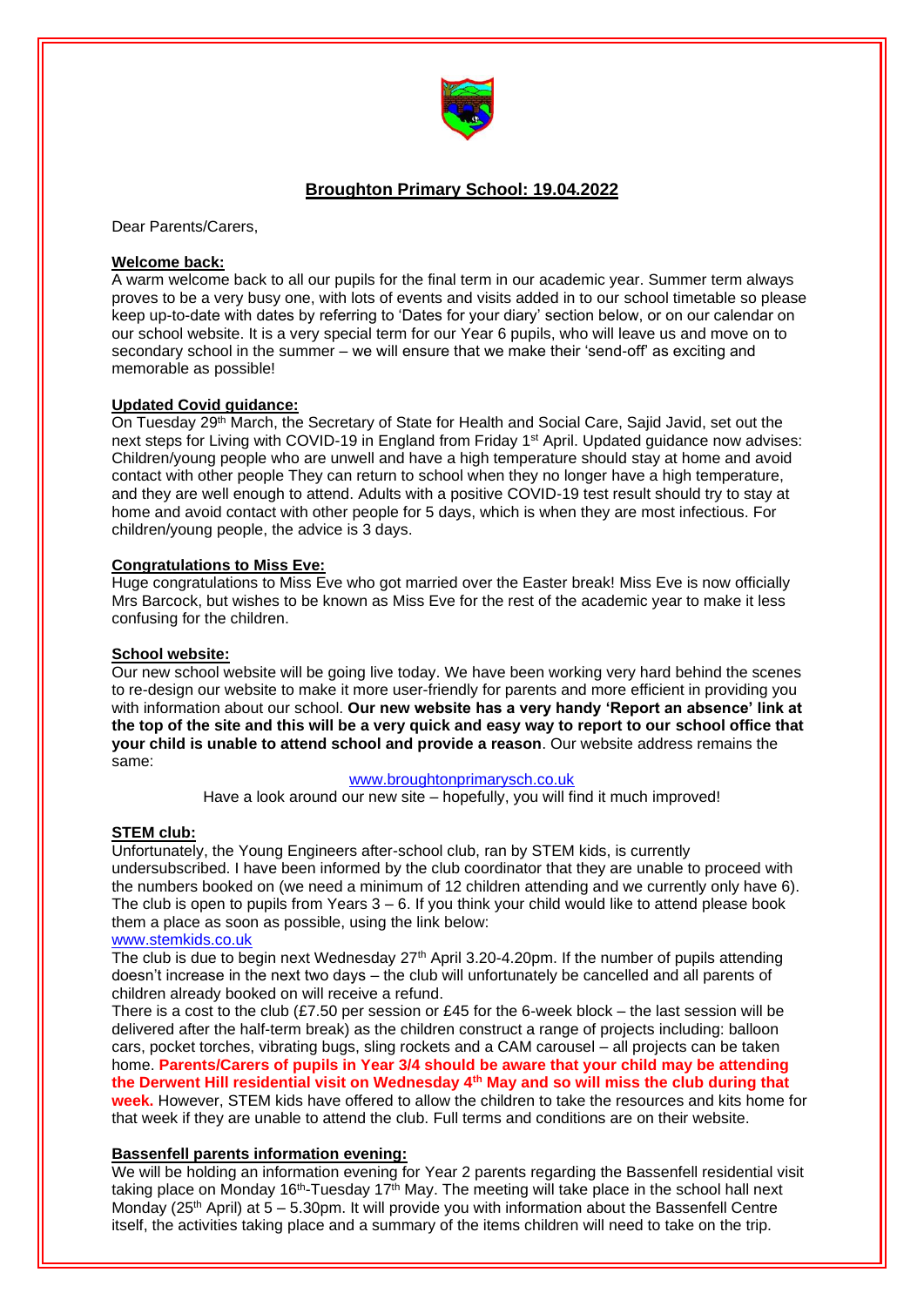# Broughton Primary School: 19.04.2022

Dear Parents/Carers,

## Welcome back:

A warm welcome back to all our pupils for the final term in our academic year. Summer term always proves to be a very busy one, with lots of events and visits added in to our school timetable so please keep up-to-date with dates by referring to 'Dates for your diary' section below, or on our calendar on our school website. It is a very special term for our Year 6 pupils, who will leave us and move on to secondary school in the summer – we will ensure that we make their 'send-off' as exciting and memorable as possible!

## Updated Covid guidance:

On Tuesday 29th March, the Secretary of State for Health and Social Care, Sajid Javid, set out the next steps for Living with COVID-19 in England from Friday 1st April. Updated guidance now advises: Children/young people who are unwell and have a high temperature should stay at home and avoid contact with other people They can return to school when they no longer have a high temperature, and they are well enough to attend. Adults with a positive COVID-19 test result should try to stay at home and avoid contact with other people for 5 days, which is when they are most infectious. For children/young people, the advice is 3 days.

## Congratulations to Miss Eve:

Huge congratulations to Miss Eve who got married over the Easter break! Miss Eve is now officially Mrs Barcock, but wishes to be known as Miss Eve for the rest of the academic year to make it less confusing for the children.

## School website:

Our new school website will be going live today. We have been working very hard behind the scenes to re-design our website to make it more user-friendly for parents and more efficient in providing you with information about our school. **Our new website has a very handy 'Report an absence' link at the top of the site and this will be a very quick and easy way to report to our school office that your child is unable to attend school and provide a reason**. Our website address remains the same:

www.broughtonprimarysch.co.uk

Have a look around our new site – hopefully, you will find it much improved!

## STEM club:

Unfortunately, the Young Engineers after-school club, ran by STEM kids, is currently undersubscribed. I have been informed by the club coordinator that they are unable to proceed with the numbers booked on (we need a minimum of 12 children attending and we currently only have 6). The club is open to pupils from Years 3 – 6. If you think your child would like to attend please book them a place as soon as possible, using the link below:

www.stemkids.co.uk

The club is due to begin next Wednesday 27th April 3.20-4.20pm. If the number of pupils attending doesn't increase in the next two days – the club will unfortunately be cancelled and all parents of children already booked on will receive a refund.

There is a cost to the club (£7.50 per session or £45 for the 6-week block – the last session will be delivered after the half-term break) as the children construct a range of projects including: balloon cars, pocket torches, vibrating bugs, sling rockets and a CAM carousel – all projects can be taken home. **Parents/Carers of pupils in Year 3/4 should be aware that your child may be attending the Derwent Hill residential visit on Wednesday 4th May and so will miss the club during that week.** However, STEM kids have offered to allow the children to take the resources and kits home for that week if they are unable to attend the club. Full terms and conditions are on their website.

## Bassenfell parents information evening:

We will be holding an information evening for Year 2 parents regarding the Bassenfell residential visit taking place on Monday 16th-Tuesday 17th May. The meeting will take place in the school hall next Monday (25th April) at 5 – 5.30pm. It will provide you with information about the Bassenfell Centre itself, the activities taking place and a summary of the items children will need to take on the trip.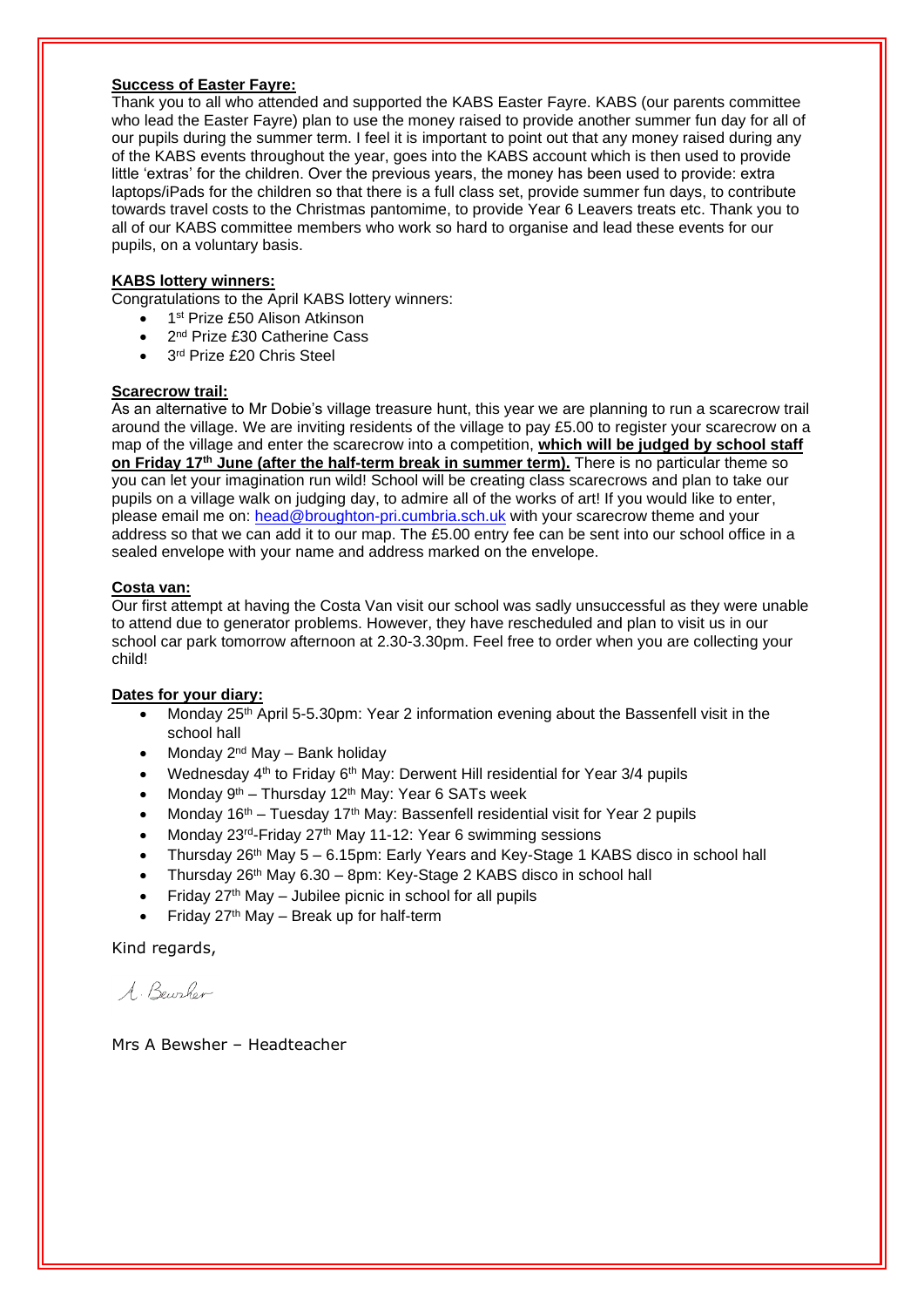**Success of Easter Fayre:**

Thank you to all who attended and supported the KABS Easter Fayre. KABS (our parents committee who lead the Easter Fayre) plan to use the money raised to provide another summer fun day for all of our pupils during the summer term. I feel it is important to point out that any money raised during any of the KABS events throughout the year, goes into the KABS account which is then used to provide little 'extras' for the children. Over the previous years, the money has been used to provide: extra laptops/iPads for the children so that there is a full class set, provide summer fun days, to contribute towards travel costs to the Christmas pantomime, to provide Year 6 Leavers treats etc. Thank you to all of our KABS committee members who work so hard to organise and lead these events for our pupils, on a voluntary basis.

**KABS lottery winners:**

Congratulations to the April KABS lottery winners:

- 1st Prize £50 Alison Atkinson
- 2nd Prize £30 Catherine Cass
- 3rd Prize £20 Chris Steel

**Scarecrow trail:**

As an alternative to Mr Dobie's village treasure hunt, this year we are planning to run a scarecrow trail around the village. We are inviting residents of the village to pay £5.00 to register your scarecrow on a map of the village and enter the scarecrow into a competition, **which will be judged by school staff on Friday 17th June (after the half-term break in summer term).** There is no particular theme so you can let your imagination run wild! School will be creating class scarecrows and plan to take our pupils on a village walk on judging day, to admire all of the works of art! If you would like to enter, please email me on: head@broughton-pri.cumbria.sch.uk with your scarecrow theme and your address so that we can add it to our map. The £5.00 entry fee can be sent into our school office in a sealed envelope with your name and address marked on the envelope.

**Costa van:**

Our first attempt at having the Costa Van visit our school was sadly unsuccessful as they were unable to attend due to generator problems. However, they have rescheduled and plan to visit us in our school car park tomorrow afternoon at 2.30-3.30pm. Feel free to order when you are collecting your child!

**Dates for your diary:**

- Monday 25th April 5-5.30pm: Year 2 information evening about the Bassenfell visit in the school hall
- Monday 2nd May – Bank holiday
- Wednesday 4th to Friday 6th May: Derwent Hill residential for Year 3/4 pupils
- Monday 9th – Thursday 12th May: Year 6 SATs week
- Monday 16th – Tuesday 17th May: Bassenfell residential visit for Year 2 pupils
- Monday 23rd-Friday 27th May 11-12: Year 6 swimming sessions
- Thursday 26th May 5 – 6.15pm: Early Years and Key-Stage 1 KABS disco in school hall
- Thursday 26th May 6.30 – 8pm: Key-Stage 2 KABS disco in school hall
- Friday 27th May – Jubilee picnic in school for all pupils
- Friday 27th May – Break up for half-term

Kind regards,

A. Bewsher

Mrs A Bewsher – Headteacher